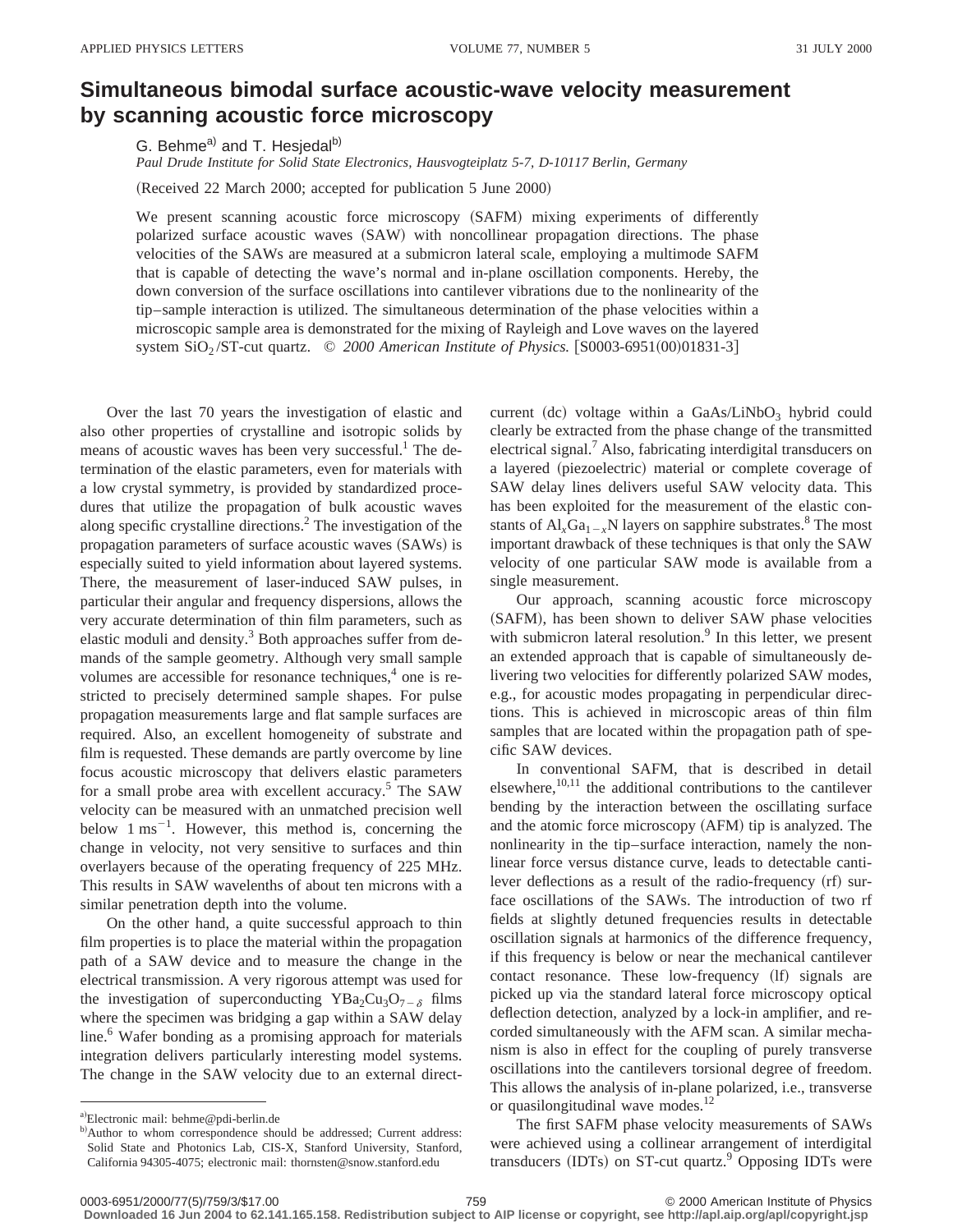# Simultaneous bimodal surface acoustic-wave velocity measurement by scanning acoustic force microscopy

G. Behme[a] and T. Hesjedal[b]

*Paul Drude Institute for Solid State Electronics, Hausvogteiplatz 5-7, D-10117 Berlin, Germany*

(Received 22 March 2000; accepted for publication 5 June 2000)

We present scanning acoustic force microscopy (SAFM) mixing experiments of differently polarized surface acoustic waves (SAW) with noncollinear propagation directions. The phase velocities of the SAWs are measured at a submicron lateral scale, employing a multimode SAFM that is capable of detecting the wave's normal and in-plane oscillation components. Hereby, the down conversion of the surface oscillations into cantilever vibrations due to the nonlinearity of the tip–sample interaction is utilized. The simultaneous determination of the phase velocities within a microscopic sample area is demonstrated for the mixing of Rayleigh and Love waves on the layered system $SiO_2$/ST-cut quartz. © *2000 American Institute of Physics.* [S0003-6951(00)01831-3]

Over the last 70 years the investigation of elastic and also other properties of crystalline and isotropic solids by means of acoustic waves has been very successful.[1] The determination of the elastic parameters, even for materials with a low crystal symmetry, is provided by standardized procedures that utilize the propagation of bulk acoustic waves along specific crystalline directions.[2] The investigation of the propagation parameters of surface acoustic waves (SAWs) is especially suited to yield information about layered systems. There, the measurement of laser-induced SAW pulses, in particular their angular and frequency dispersions, allows the very accurate determination of thin film parameters, such as elastic moduli and density.[3] Both approaches suffer from demands of the sample geometry. Although very small sample volumes are accessible for resonance techniques,[4] one is restricted to precisely determined sample shapes. For pulse propagation measurements large and flat sample surfaces are required. Also, an excellent homogeneity of substrate and film is requested. These demands are partly overcome by line focus acoustic microscopy that delivers elastic parameters for a small probe area with excellent accuracy.[5] The SAW velocity can be measured with an unmatched precision well below $1\ \mathrm{ms}^{-1}$. However, this method is, concerning the change in velocity, not very sensitive to surfaces and thin overlayers because of the operating frequency of 225 MHz. This results in SAW wavelenths of about ten microns with a similar penetration depth into the volume.

On the other hand, a quite successful approach to thin film properties is to place the material within the propagation path of a SAW device and to measure the change in the electrical transmission. A very rigorous attempt was used for the investigation of superconducting $YBa_2Cu_3O_{7-\delta}$ films where the specimen was bridging a gap within a SAW delay line.[6] Wafer bonding as a promising approach for materials integration delivers particularly interesting model systems. The change in the SAW velocity due to an external direct-current (dc) voltage within a $GaAs/LiNbO_3$ hybrid could clearly be extracted from the phase change of the transmitted electrical signal.[7] Also, fabricating interdigital transducers on a layered (piezoelectric) material or complete coverage of SAW delay lines delivers useful SAW velocity data. This has been exploited for the measurement of the elastic constants of $Al_xGa_{1-x}N$ layers on sapphire substrates.[8] The most important drawback of these techniques is that only the SAW velocity of one particular SAW mode is available from a single measurement.

Our approach, scanning acoustic force microscopy (SAFM), has been shown to deliver SAW phase velocities with submicron lateral resolution.[9] In this letter, we present an extended approach that is capable of simultaneously delivering two velocities for differently polarized SAW modes, e.g., for acoustic modes propagating in perpendicular directions. This is achieved in microscopic areas of thin film samples that are located within the propagation path of specific SAW devices.

In conventional SAFM, that is described in detail elsewhere,[10,11] the additional contributions to the cantilever bending by the interaction between the oscillating surface and the atomic force microscopy (AFM) tip is analyzed. The nonlinearity in the tip–surface interaction, namely the nonlinear force versus distance curve, leads to detectable cantilever deflections as a result of the radio-frequency (rf) surface oscillations of the SAWs. The introduction of two rf fields at slightly detuned frequencies results in detectable oscillation signals at harmonics of the difference frequency, if this frequency is below or near the mechanical cantilever contact resonance. These low-frequency (lf) signals are picked up via the standard lateral force microscopy optical deflection detection, analyzed by a lock-in amplifier, and recorded simultaneously with the AFM scan. A similar mechanism is also in effect for the coupling of purely transverse oscillations into the cantilevers torsional degree of freedom. This allows the analysis of in-plane polarized, i.e., transverse or quasilongitudinal wave modes.[12]

The first SAFM phase velocity measurements of SAWs were achieved using a collinear arrangement of interdigital transducers (IDTs) on ST-cut quartz.[9] Opposing IDTs were

[a]Electronic mail: behme@pdi-berlin.de

[b]Author to whom correspondence should be addressed; Current address: Solid State and Photonics Lab, CIS-X, Stanford University, Stanford, California 94305-4075; electronic mail: thornsten@snow.stanford.edu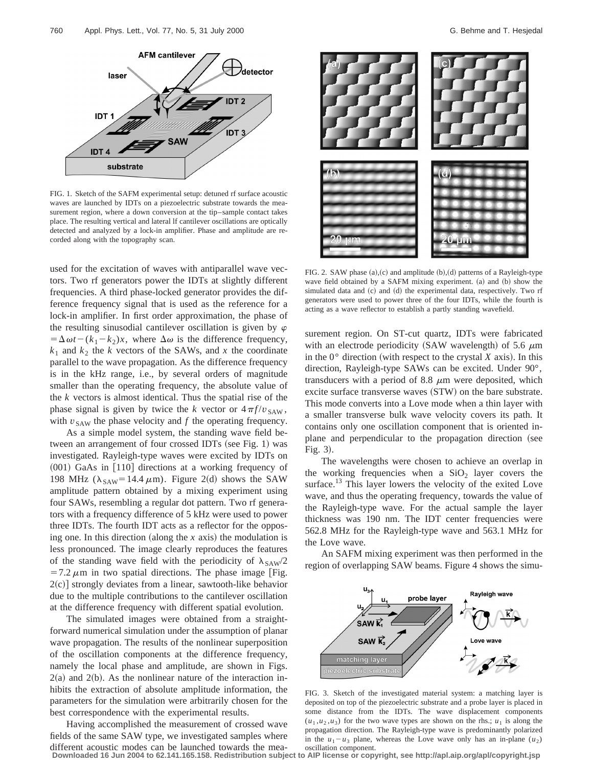FIG. 1. Sketch of the SAFM experimental setup: detuned rf surface acoustic waves are launched by IDTs on a piezoelectric substrate towards the measurement region, where a down conversion at the tip–sample contact takes place. The resulting vertical and lateral lf cantilever oscillations are optically detected and analyzed by a lock-in amplifier. Phase and amplitude are recorded along with the topography scan.

used for the excitation of waves with antiparallel wave vectors. Two rf generators power the IDTs at slightly different frequencies. A third phase-locked generator provides the difference frequency signal that is used as the reference for a lock-in amplifier. In first order approximation, the phase of the resulting sinusodial cantilever oscillation is given by $\varphi = \Delta\omega t - (k_1 - k_2)x$, where $\Delta\omega$ is the difference frequency, $k_1$ and $k_2$ the $k$ vectors of the SAWs, and $x$ the coordinate parallel to the wave propagation. As the difference frequency is in the kHz range, i.e., by several orders of magnitude smaller than the operating frequency, the absolute value of the $k$ vectors is almost identical. Thus the spatial rise of the phase signal is given by twice the $k$ vector or $4\pi f/v_{\mathrm{SAW}}$, with $v_{\mathrm{SAW}}$ the phase velocity and $f$ the operating frequency.

As a simple model system, the standing wave field between an arrangement of four crossed IDTs (see Fig. 1) was investigated. Rayleigh-type waves were excited by IDTs on (001) GaAs in [110] directions at a working frequency of 198 MHz ($\lambda_{\mathrm{SAW}} = 14.4\,\mu$m). Figure 2(d) shows the SAW amplitude pattern obtained by a mixing experiment using four SAWs, resembling a regular dot pattern. Two rf generators with a frequency difference of 5 kHz were used to power three IDTs. The fourth IDT acts as a reflector for the opposing one. In this direction (along the $x$ axis) the modulation is less pronounced. The image clearly reproduces the features of the standing wave field with the periodicity of $\lambda_{\mathrm{SAW}}/2 = 7.2\,\mu$m in two spatial directions. The phase image [Fig. 2(c)] strongly deviates from a linear, sawtooth-like behavior due to the multiple contributions to the cantilever oscillation at the difference frequency with different spatial evolution.

The simulated images were obtained from a straightforward numerical simulation under the assumption of planar wave propagation. The results of the nonlinear superposition of the oscillation components at the difference frequency, namely the local phase and amplitude, are shown in Figs. 2(a) and 2(b). As the nonlinear nature of the interaction inhibits the extraction of absolute amplitude information, the parameters for the simulation were arbitrarily chosen for the best correspondence with the experimental results.

Having accomplished the measurement of crossed wave fields of the same SAW type, we investigated samples where different acoustic modes can be launched towards the measurement region. On ST-cut quartz, IDTs were fabricated with an electrode periodicity (SAW wavelength) of 5.6 $\mu$m in the 0° direction (with respect to the crystal $X$ axis). In this direction, Rayleigh-type SAWs can be excited. Under 90°, transducers with a period of 8.8 $\mu$m were deposited, which excite surface transverse waves (STW) on the bare substrate. This mode converts into a Love mode when a thin layer with a smaller transverse bulk wave velocity covers its path. It contains only one oscillation component that is oriented in-plane and perpendicular to the propagation direction (see Fig. 3).

FIG. 2. SAW phase (a),(c) and amplitude (b),(d) patterns of a Rayleigh-type wave field obtained by a SAFM mixing experiment. (a) and (b) show the simulated data and (c) and (d) the experimental data, respectively. Two rf generators were used to power three of the four IDTs, while the fourth is acting as a wave reflector to establish a partly standing wavefield.

The wavelengths were chosen to achieve an overlap in the working frequencies when a $SiO_2$ layer covers the surface.[13] This layer lowers the velocity of the exited Love wave, and thus the operating frequency, towards the value of the Rayleigh-type wave. For the actual sample the layer thickness was 190 nm. The IDT center frequencies were 562.8 MHz for the Rayleigh-type wave and 563.1 MHz for the Love wave.

An SAFM mixing experiment was then performed in the region of overlapping SAW beams. Figure 4 shows the simu-

FIG. 3. Sketch of the investigated material system: a matching layer is deposited on top of the piezoelectric substrate and a probe layer is placed in some distance from the IDTs. The wave displacement components $(u_1, u_2, u_3)$ for the two wave types are shown on the rhs.; $u_1$ is along the propagation direction. The Rayleigh-type wave is predominantly polarized in the $u_1 - u_3$ plane, whereas the Love wave only has an in-plane $(u_2)$ oscillation component.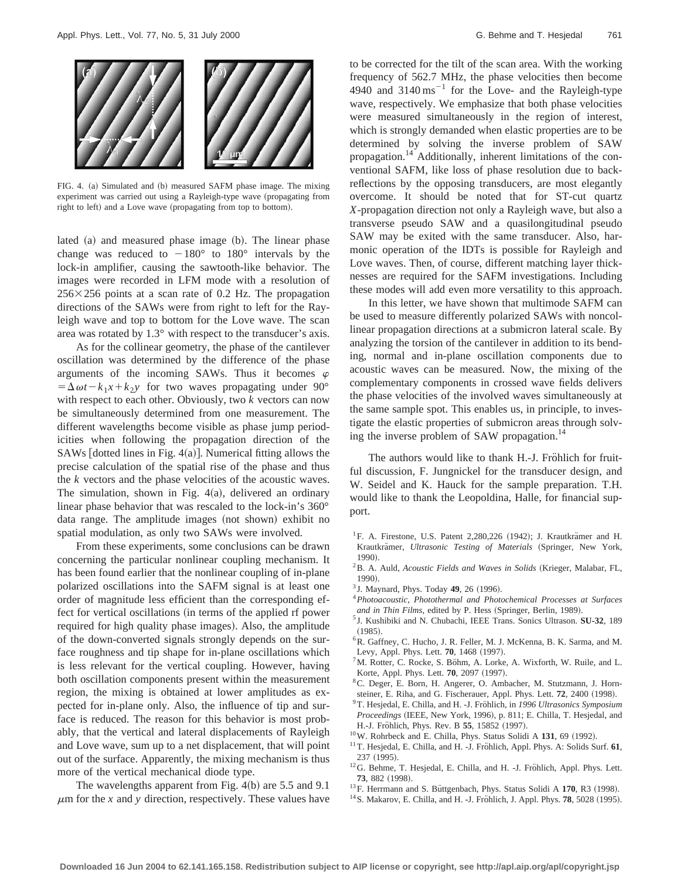FIG. 4. (a) Simulated and (b) measured SAFM phase image. The mixing experiment was carried out using a Rayleigh-type wave (propagating from right to left) and a Love wave (propagating from top to bottom).

lated (a) and measured phase image (b). The linear phase change was reduced to $-180°$ to $180°$ intervals by the lock-in amplifier, causing the sawtooth-like behavior. The images were recorded in LFM mode with a resolution of $256\times256$ points at a scan rate of 0.2 Hz. The propagation directions of the SAWs were from right to left for the Rayleigh wave and top to bottom for the Love wave. The scan area was rotated by 1.3° with respect to the transducer's axis.

As for the collinear geometry, the phase of the cantilever oscillation was determined by the difference of the phase arguments of the incoming SAWs. Thus it becomes $\varphi = \Delta\omega t - k_1 x + k_2 y$ for two waves propagating under 90° with respect to each other. Obviously, two $k$ vectors can now be simultaneously determined from one measurement. The different wavelengths become visible as phase jump periodicities when following the propagation direction of the SAWs [dotted lines in Fig. 4(a)]. Numerical fitting allows the precise calculation of the spatial rise of the phase and thus the $k$ vectors and the phase velocities of the acoustic waves. The simulation, shown in Fig. 4(a), delivered an ordinary linear phase behavior that was rescaled to the lock-in's 360° data range. The amplitude images (not shown) exhibit no spatial modulation, as only two SAWs were involved.

From these experiments, some conclusions can be drawn concerning the particular nonlinear coupling mechanism. It has been found earlier that the nonlinear coupling of in-plane polarized oscillations into the SAFM signal is at least one order of magnitude less efficient than the corresponding effect for vertical oscillations (in terms of the applied rf power required for high quality phase images). Also, the amplitude of the down-converted signals strongly depends on the surface roughness and tip shape for in-plane oscillations which is less relevant for the vertical coupling. However, having both oscillation components present within the measurement region, the mixing is obtained at lower amplitudes as expected for in-plane only. Also, the influence of tip and surface is reduced. The reason for this behavior is most probably, that the vertical and lateral displacements of Rayleigh and Love wave, sum up to a net displacement, that will point out of the surface. Apparently, the mixing mechanism is thus more of the vertical mechanical diode type.

The wavelengths apparent from Fig. 4(b) are 5.5 and 9.1 $\mu$m for the $x$ and $y$ direction, respectively. These values have to be corrected for the tilt of the scan area. With the working frequency of 562.7 MHz, the phase velocities then become 4940 and 3140 $\mathrm{m\,s^{-1}}$ for the Love- and the Rayleigh-type wave, respectively. We emphasize that both phase velocities were measured simultaneously in the region of interest, which is strongly demanded when elastic properties are to be determined by solving the inverse problem of SAW propagation.[14] Additionally, inherent limitations of the conventional SAFM, like loss of phase resolution due to back-reflections by the opposing transducers, are most elegantly overcome. It should be noted that for ST-cut quartz *X*-propagation direction not only a Rayleigh wave, but also a transverse pseudo SAW and a quasilongitudinal pseudo SAW may be exited with the same transducer. Also, harmonic operation of the IDTs is possible for Rayleigh and Love waves. Then, of course, different matching layer thicknesses are required for the SAFM investigations. Including these modes will add even more versatility to this approach.

In this letter, we have shown that multimode SAFM can be used to measure differently polarized SAWs with noncollinear propagation directions at a submicron lateral scale. By analyzing the torsion of the cantilever in addition to its bending, normal and in-plane oscillation components due to acoustic waves can be measured. Now, the mixing of the complementary components in crossed wave fields delivers the phase velocities of the involved waves simultaneously at the same sample spot. This enables us, in principle, to investigate the elastic properties of submicron areas through solving the inverse problem of SAW propagation.[14]

The authors would like to thank H.-J. Fröhlich for fruitful discussion, F. Jungnickel for the transducer design, and W. Seidel and K. Hauck for the sample preparation. T.H. would like to thank the Leopoldina, Halle, for financial support.

[1] F. A. Firestone, U.S. Patent 2,280,226 (1942); J. Krautkrämer and H. Krautkrämer, *Ultrasonic Testing of Materials* (Springer, New York, 1990).
[2] B. A. Auld, *Acoustic Fields and Waves in Solids* (Krieger, Malabar, FL, 1990).
[3] J. Maynard, Phys. Today **49**, 26 (1996).
[4] *Photoacoustic, Photothermal and Photochemical Processes at Surfaces and in Thin Films*, edited by P. Hess (Springer, Berlin, 1989).
[5] J. Kushibiki and N. Chubachi, IEEE Trans. Sonics Ultrason. **SU-32**, 189 (1985).
[6] R. Gaffney, C. Hucho, J. R. Feller, M. J. McKenna, B. K. Sarma, and M. Levy, Appl. Phys. Lett. **70**, 1468 (1997).
[7] M. Rotter, C. Rocke, S. Böhm, A. Lorke, A. Wixforth, W. Ruile, and L. Korte, Appl. Phys. Lett. **70**, 2097 (1997).
[8] C. Deger, E. Born, H. Angerer, O. Ambacher, M. Stutzmann, J. Hornsteiner, E. Riha, and G. Fischerauer, Appl. Phys. Lett. **72**, 2400 (1998).
[9] T. Hesjedal, E. Chilla, and H. -J. Fröhlich, in *1996 Ultrasonics Symposium Proceedings* (IEEE, New York, 1996), p. 811; E. Chilla, T. Hesjedal, and H.-J. Fröhlich, Phys. Rev. B **55**, 15852 (1997).
[10] W. Rohrbeck and E. Chilla, Phys. Status Solidi A **131**, 69 (1992).
[11] T. Hesjedal, E. Chilla, and H. -J. Fröhlich, Appl. Phys. A: Solids Surf. **61**, 237 (1995).
[12] G. Behme, T. Hesjedal, E. Chilla, and H. -J. Fröhlich, Appl. Phys. Lett. **73**, 882 (1998).
[13] F. Herrmann and S. Büttgenbach, Phys. Status Solidi A **170**, R3 (1998).
[14] S. Makarov, E. Chilla, and H. -J. Fröhlich, J. Appl. Phys. **78**, 5028 (1995).